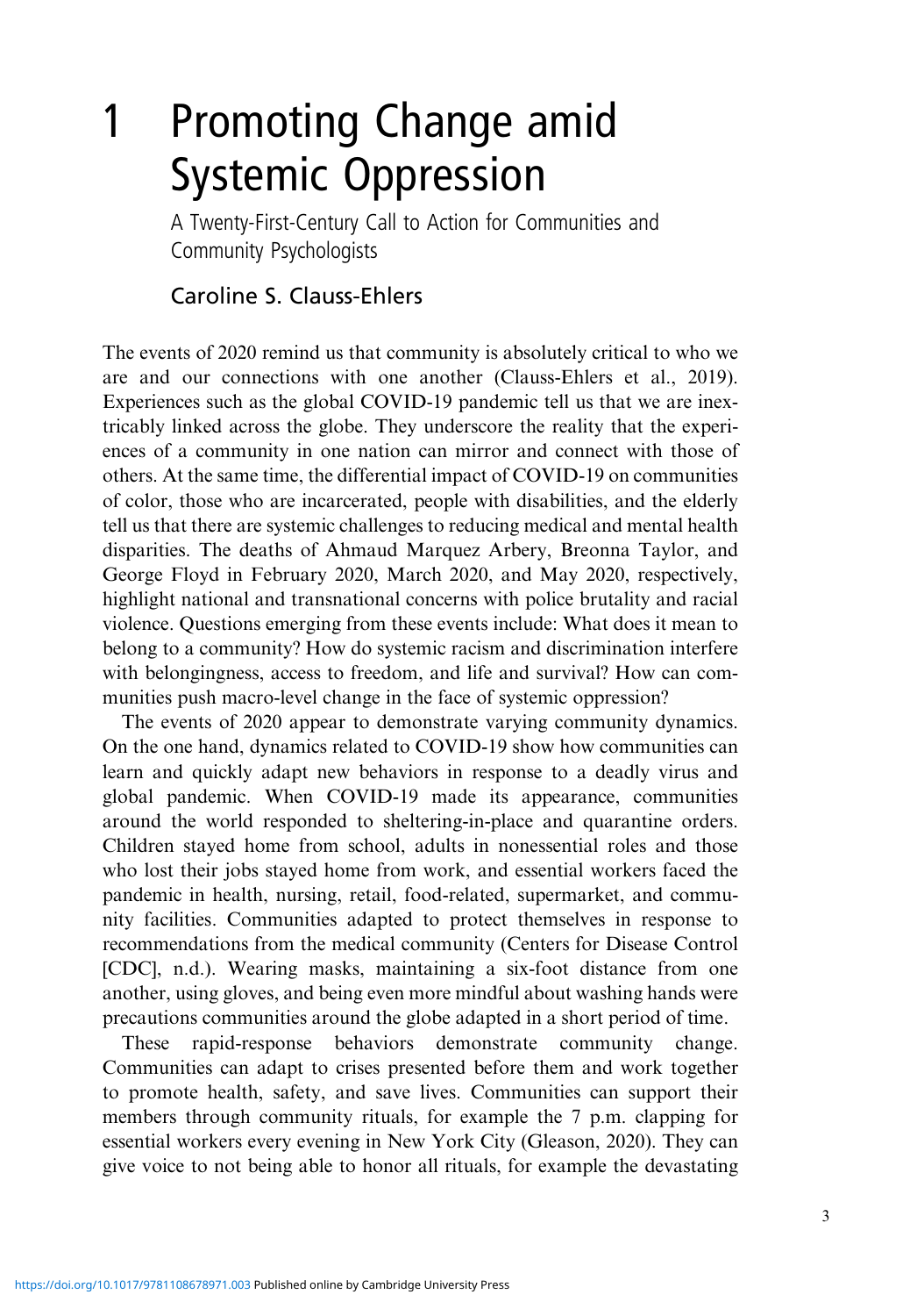# 1 Promoting Change amid Systemic Oppression

A Twenty-First-Century Call to Action for Communities and Community Psychologists

Caroline S. Clauss-Ehlers

The events of 2020 remind us that community is absolutely critical to who we are and our connections with one another (Clauss-Ehlers et al., 2019). Experiences such as the global COVID-19 pandemic tell us that we are inextricably linked across the globe. They underscore the reality that the experiences of a community in one nation can mirror and connect with those of others. At the same time, the differential impact of COVID-19 on communities of color, those who are incarcerated, people with disabilities, and the elderly tell us that there are systemic challenges to reducing medical and mental health disparities. The deaths of Ahmaud Marquez Arbery, Breonna Taylor, and George Floyd in February 2020, March 2020, and May 2020, respectively, highlight national and transnational concerns with police brutality and racial violence. Questions emerging from these events include: What does it mean to belong to a community? How do systemic racism and discrimination interfere with belongingness, access to freedom, and life and survival? How can communities push macro-level change in the face of systemic oppression?

The events of 2020 appear to demonstrate varying community dynamics. On the one hand, dynamics related to COVID-19 show how communities can learn and quickly adapt new behaviors in response to a deadly virus and global pandemic. When COVID-19 made its appearance, communities around the world responded to sheltering-in-place and quarantine orders. Children stayed home from school, adults in nonessential roles and those who lost their jobs stayed home from work, and essential workers faced the pandemic in health, nursing, retail, food-related, supermarket, and community facilities. Communities adapted to protect themselves in response to recommendations from the medical community (Centers for Disease Control [CDC], n.d.). Wearing masks, maintaining a six-foot distance from one another, using gloves, and being even more mindful about washing hands were precautions communities around the globe adapted in a short period of time.

These rapid-response behaviors demonstrate community change. Communities can adapt to crises presented before them and work together to promote health, safety, and save lives. Communities can support their members through community rituals, for example the 7 p.m. clapping for essential workers every evening in New York City (Gleason, 2020). They can give voice to not being able to honor all rituals, for example the devastating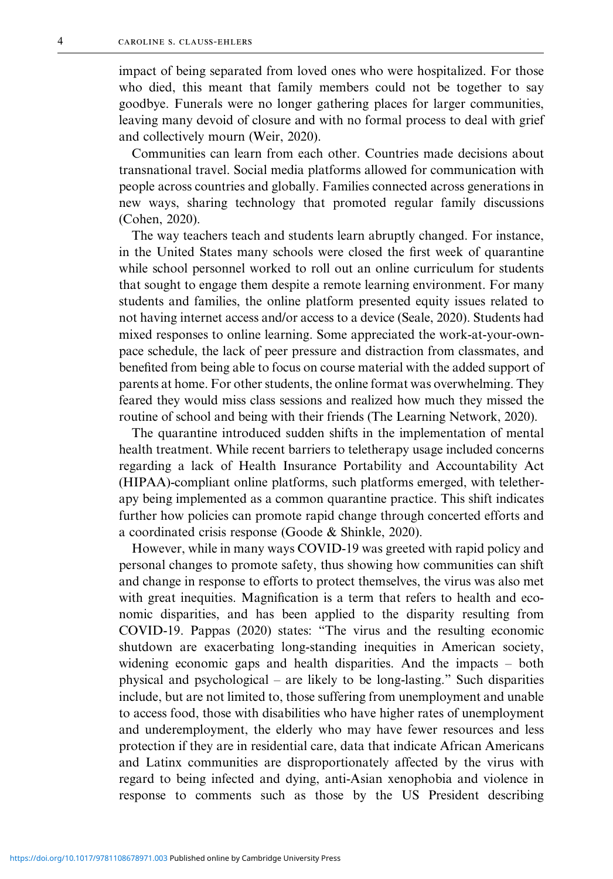impact of being separated from loved ones who were hospitalized. For those who died, this meant that family members could not be together to say goodbye. Funerals were no longer gathering places for larger communities, leaving many devoid of closure and with no formal process to deal with grief and collectively mourn (Weir, 2020).

Communities can learn from each other. Countries made decisions about transnational travel. Social media platforms allowed for communication with people across countries and globally. Families connected across generations in new ways, sharing technology that promoted regular family discussions (Cohen, 2020).

The way teachers teach and students learn abruptly changed. For instance, in the United States many schools were closed the first week of quarantine while school personnel worked to roll out an online curriculum for students that sought to engage them despite a remote learning environment. For many students and families, the online platform presented equity issues related to not having internet access and/or access to a device (Seale, 2020). Students had mixed responses to online learning. Some appreciated the work-at-your-own-pace schedule, the lack of peer pressure and distraction from classmates, and benefited from being able to focus on course material with the added support of parents at home. For other students, the online format was overwhelming. They feared they would miss class sessions and realized how much they missed the routine of school and being with their friends (The Learning Network, 2020).

The quarantine introduced sudden shifts in the implementation of mental health treatment. While recent barriers to teletherapy usage included concerns regarding a lack of Health Insurance Portability and Accountability Act (HIPAA)-compliant online platforms, such platforms emerged, with teletherapy being implemented as a common quarantine practice. This shift indicates further how policies can promote rapid change through concerted efforts and a coordinated crisis response (Goode & Shinkle, 2020).

However, while in many ways COVID-19 was greeted with rapid policy and personal changes to promote safety, thus showing how communities can shift and change in response to efforts to protect themselves, the virus was also met with great inequities. Magnification is a term that refers to health and economic disparities, and has been applied to the disparity resulting from COVID-19. Pappas (2020) states: "The virus and the resulting economic shutdown are exacerbating long-standing inequities in American society, widening economic gaps and health disparities. And the impacts – both physical and psychological – are likely to be long-lasting." Such disparities include, but are not limited to, those suffering from unemployment and unable to access food, those with disabilities who have higher rates of unemployment and underemployment, the elderly who may have fewer resources and less protection if they are in residential care, data that indicate African Americans and Latinx communities are disproportionately affected by the virus with regard to being infected and dying, anti-Asian xenophobia and violence in response to comments such as those by the US President describing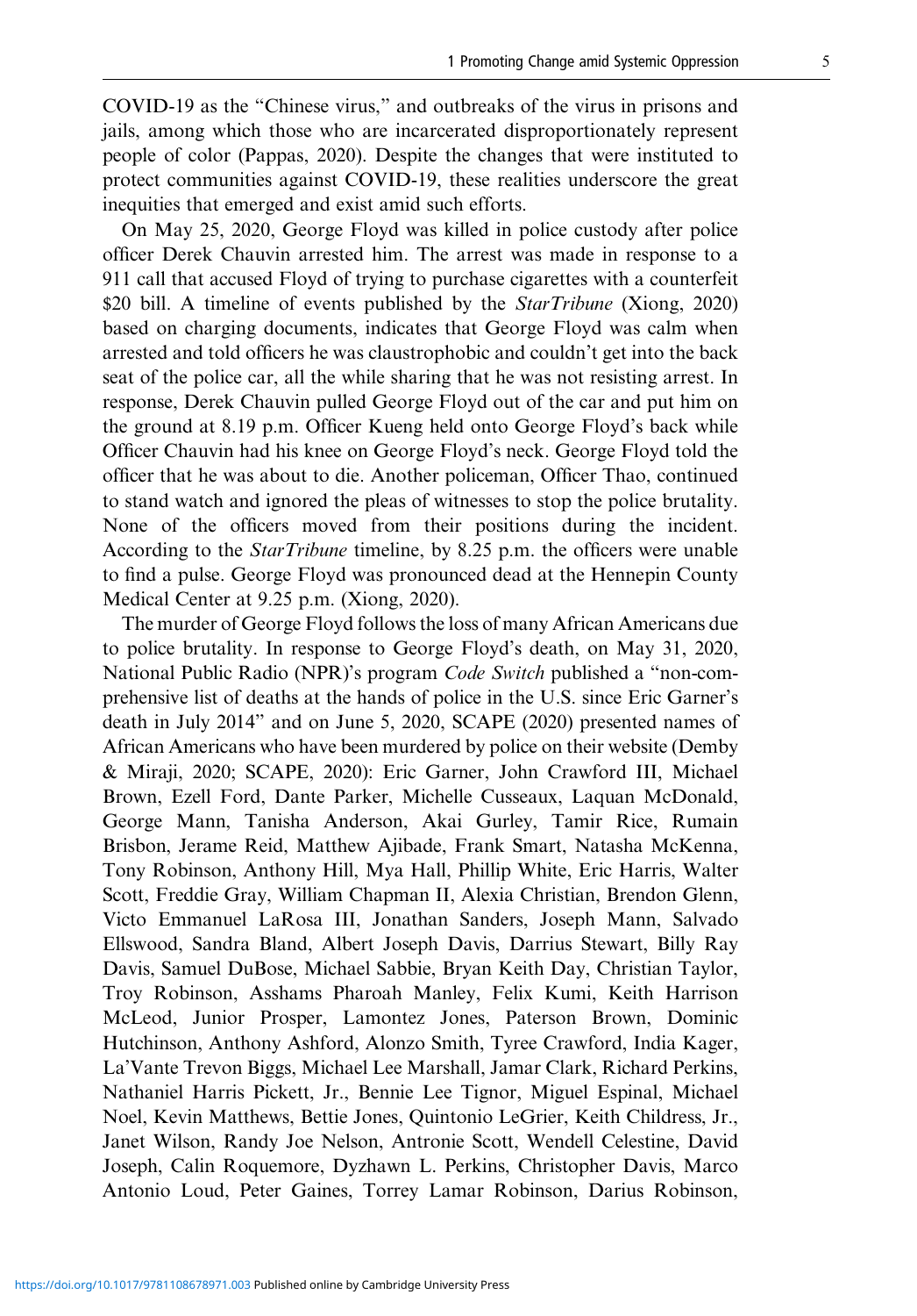COVID-19 as the "Chinese virus," and outbreaks of the virus in prisons and jails, among which those who are incarcerated disproportionately represent people of color (Pappas, 2020). Despite the changes that were instituted to protect communities against COVID-19, these realities underscore the great inequities that emerged and exist amid such efforts.

On May 25, 2020, George Floyd was killed in police custody after police officer Derek Chauvin arrested him. The arrest was made in response to a 911 call that accused Floyd of trying to purchase cigarettes with a counterfeit $20 bill. A timeline of events published by the *StarTribune* (Xiong, 2020) based on charging documents, indicates that George Floyd was calm when arrested and told officers he was claustrophobic and couldn't get into the back seat of the police car, all the while sharing that he was not resisting arrest. In response, Derek Chauvin pulled George Floyd out of the car and put him on the ground at 8.19 p.m. Officer Kueng held onto George Floyd's back while Officer Chauvin had his knee on George Floyd's neck. George Floyd told the officer that he was about to die. Another policeman, Officer Thao, continued to stand watch and ignored the pleas of witnesses to stop the police brutality. None of the officers moved from their positions during the incident. According to the *StarTribune* timeline, by 8.25 p.m. the officers were unable to find a pulse. George Floyd was pronounced dead at the Hennepin County Medical Center at 9.25 p.m. (Xiong, 2020).

The murder of George Floyd follows the loss of many African Americans due to police brutality. In response to George Floyd's death, on May 31, 2020, National Public Radio (NPR)'s program *Code Switch* published a "non-comprehensive list of deaths at the hands of police in the U.S. since Eric Garner's death in July 2014" and on June 5, 2020, SCAPE (2020) presented names of African Americans who have been murdered by police on their website (Demby & Miraji, 2020; SCAPE, 2020): Eric Garner, John Crawford III, Michael Brown, Ezell Ford, Dante Parker, Michelle Cusseaux, Laquan McDonald, George Mann, Tanisha Anderson, Akai Gurley, Tamir Rice, Rumain Brisbon, Jerame Reid, Matthew Ajibade, Frank Smart, Natasha McKenna, Tony Robinson, Anthony Hill, Mya Hall, Phillip White, Eric Harris, Walter Scott, Freddie Gray, William Chapman II, Alexia Christian, Brendon Glenn, Victo Emmanuel LaRosa III, Jonathan Sanders, Joseph Mann, Salvado Ellswood, Sandra Bland, Albert Joseph Davis, Darrius Stewart, Billy Ray Davis, Samuel DuBose, Michael Sabbie, Bryan Keith Day, Christian Taylor, Troy Robinson, Asshams Pharoah Manley, Felix Kumi, Keith Harrison McLeod, Junior Prosper, Lamontez Jones, Paterson Brown, Dominic Hutchinson, Anthony Ashford, Alonzo Smith, Tyree Crawford, India Kager, La'Vante Trevon Biggs, Michael Lee Marshall, Jamar Clark, Richard Perkins, Nathaniel Harris Pickett, Jr., Bennie Lee Tignor, Miguel Espinal, Michael Noel, Kevin Matthews, Bettie Jones, Quintonio LeGrier, Keith Childress, Jr., Janet Wilson, Randy Joe Nelson, Antronie Scott, Wendell Celestine, David Joseph, Calin Roquemore, Dyzhawn L. Perkins, Christopher Davis, Marco Antonio Loud, Peter Gaines, Torrey Lamar Robinson, Darius Robinson,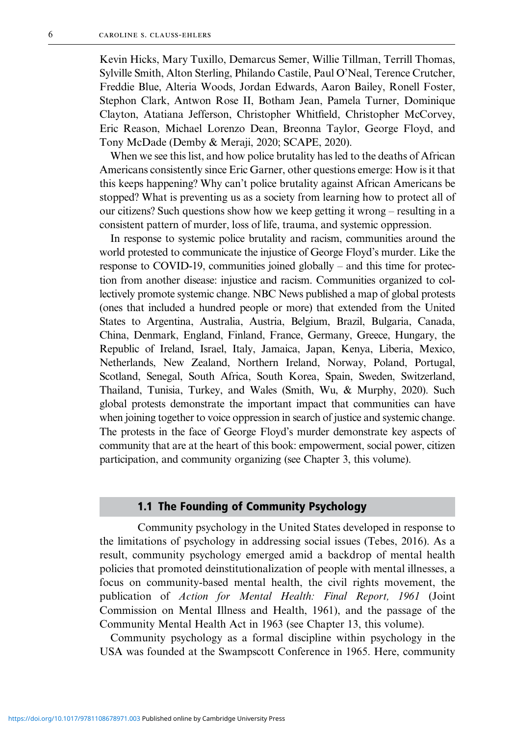Kevin Hicks, Mary Tuxillo, Demarcus Semer, Willie Tillman, Terrill Thomas, Sylville Smith, Alton Sterling, Philando Castile, Paul O'Neal, Terence Crutcher, Freddie Blue, Alteria Woods, Jordan Edwards, Aaron Bailey, Ronell Foster, Stephon Clark, Antwon Rose II, Botham Jean, Pamela Turner, Dominique Clayton, Atatiana Jefferson, Christopher Whitfield, Christopher McCorvey, Eric Reason, Michael Lorenzo Dean, Breonna Taylor, George Floyd, and Tony McDade (Demby & Meraji, 2020; SCAPE, 2020).

When we see this list, and how police brutality has led to the deaths of African Americans consistently since Eric Garner, other questions emerge: How is it that this keeps happening? Why can't police brutality against African Americans be stopped? What is preventing us as a society from learning how to protect all of our citizens? Such questions show how we keep getting it wrong – resulting in a consistent pattern of murder, loss of life, trauma, and systemic oppression.

In response to systemic police brutality and racism, communities around the world protested to communicate the injustice of George Floyd's murder. Like the response to COVID-19, communities joined globally – and this time for protection from another disease: injustice and racism. Communities organized to collectively promote systemic change. NBC News published a map of global protests (ones that included a hundred people or more) that extended from the United States to Argentina, Australia, Austria, Belgium, Brazil, Bulgaria, Canada, China, Denmark, England, Finland, France, Germany, Greece, Hungary, the Republic of Ireland, Israel, Italy, Jamaica, Japan, Kenya, Liberia, Mexico, Netherlands, New Zealand, Northern Ireland, Norway, Poland, Portugal, Scotland, Senegal, South Africa, South Korea, Spain, Sweden, Switzerland, Thailand, Tunisia, Turkey, and Wales (Smith, Wu, & Murphy, 2020). Such global protests demonstrate the important impact that communities can have when joining together to voice oppression in search of justice and systemic change. The protests in the face of George Floyd's murder demonstrate key aspects of community that are at the heart of this book: empowerment, social power, citizen participation, and community organizing (see Chapter 3, this volume).

## 1.1 The Founding of Community Psychology

Community psychology in the United States developed in response to the limitations of psychology in addressing social issues (Tebes, 2016). As a result, community psychology emerged amid a backdrop of mental health policies that promoted deinstitutionalization of people with mental illnesses, a focus on community-based mental health, the civil rights movement, the publication of *Action for Mental Health: Final Report, 1961* (Joint Commission on Mental Illness and Health, 1961), and the passage of the Community Mental Health Act in 1963 (see Chapter 13, this volume).

Community psychology as a formal discipline within psychology in the USA was founded at the Swampscott Conference in 1965. Here, community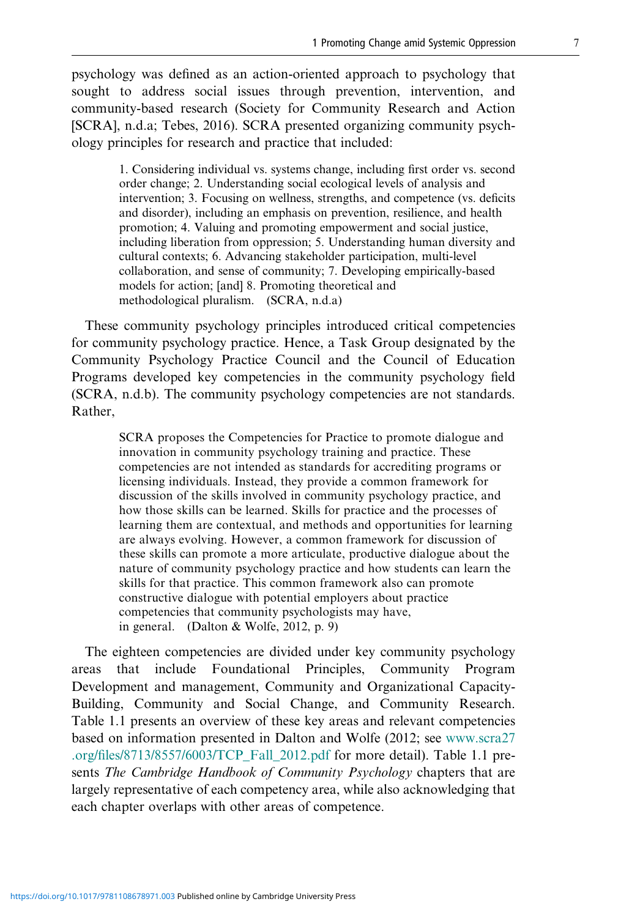psychology was defined as an action-oriented approach to psychology that sought to address social issues through prevention, intervention, and community-based research (Society for Community Research and Action [SCRA], n.d.a; Tebes, 2016). SCRA presented organizing community psychology principles for research and practice that included:

> 1. Considering individual vs. systems change, including first order vs. second order change; 2. Understanding social ecological levels of analysis and intervention; 3. Focusing on wellness, strengths, and competence (vs. deficits and disorder), including an emphasis on prevention, resilience, and health promotion; 4. Valuing and promoting empowerment and social justice, including liberation from oppression; 5. Understanding human diversity and cultural contexts; 6. Advancing stakeholder participation, multi-level collaboration, and sense of community; 7. Developing empirically-based models for action; [and] 8. Promoting theoretical and methodological pluralism. (SCRA, n.d.a)

These community psychology principles introduced critical competencies for community psychology practice. Hence, a Task Group designated by the Community Psychology Practice Council and the Council of Education Programs developed key competencies in the community psychology field (SCRA, n.d.b). The community psychology competencies are not standards. Rather,

> SCRA proposes the Competencies for Practice to promote dialogue and innovation in community psychology training and practice. These competencies are not intended as standards for accrediting programs or licensing individuals. Instead, they provide a common framework for discussion of the skills involved in community psychology practice, and how those skills can be learned. Skills for practice and the processes of learning them are contextual, and methods and opportunities for learning are always evolving. However, a common framework for discussion of these skills can promote a more articulate, productive dialogue about the nature of community psychology practice and how students can learn the skills for that practice. This common framework also can promote constructive dialogue with potential employers about practice competencies that community psychologists may have, in general. (Dalton & Wolfe, 2012, p. 9)

The eighteen competencies are divided under key community psychology areas that include Foundational Principles, Community Program Development and management, Community and Organizational Capacity-Building, Community and Social Change, and Community Research. Table 1.1 presents an overview of these key areas and relevant competencies based on information presented in Dalton and Wolfe (2012; see www.scra27.org/files/8713/8557/6003/TCP_Fall_2012.pdf for more detail). Table 1.1 presents *The Cambridge Handbook of Community Psychology* chapters that are largely representative of each competency area, while also acknowledging that each chapter overlaps with other areas of competence.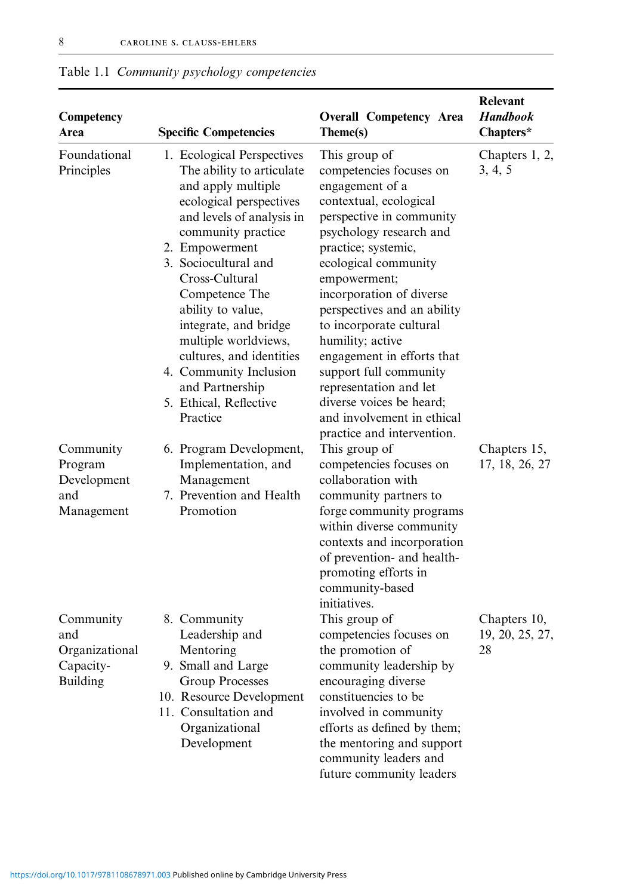Table 1.1 *Community psychology competencies*

| Competency Area | Specific Competencies | Overall Competency Area Theme(s) | Relevant *Handbook* Chapters* |
|---|---|---|---|
| Foundational Principles | 1. Ecological Perspectives The ability to articulate and apply multiple ecological perspectives and levels of analysis in community practice<br>2. Empowerment<br>3. Sociocultural and Cross-Cultural Competence The ability to value, integrate, and bridge multiple worldviews, cultures, and identities<br>4. Community Inclusion and Partnership<br>5. Ethical, Reflective Practice | This group of competencies focuses on engagement of a contextual, ecological perspective in community psychology research and practice; systemic, ecological community empowerment; incorporation of diverse perspectives and an ability to incorporate cultural humility; active engagement in efforts that support full community representation and let diverse voices be heard; and involvement in ethical practice and intervention. | Chapters 1, 2, 3, 4, 5 |
| Community Program Development and Management | 6. Program Development, Implementation, and Management<br>7. Prevention and Health Promotion | This group of competencies focuses on collaboration with community partners to forge community programs within diverse community contexts and incorporation of prevention- and health-promoting efforts in community-based initiatives. | Chapters 15, 17, 18, 26, 27 |
| Community and Organizational Capacity-Building | 8. Community Leadership and Mentoring<br>9. Small and Large Group Processes<br>10. Resource Development<br>11. Consultation and Organizational Development | This group of competencies focuses on the promotion of community leadership by encouraging diverse constituencies to be involved in community efforts as defined by them; the mentoring and support community leaders and future community leaders | Chapters 10, 19, 20, 25, 27, 28 |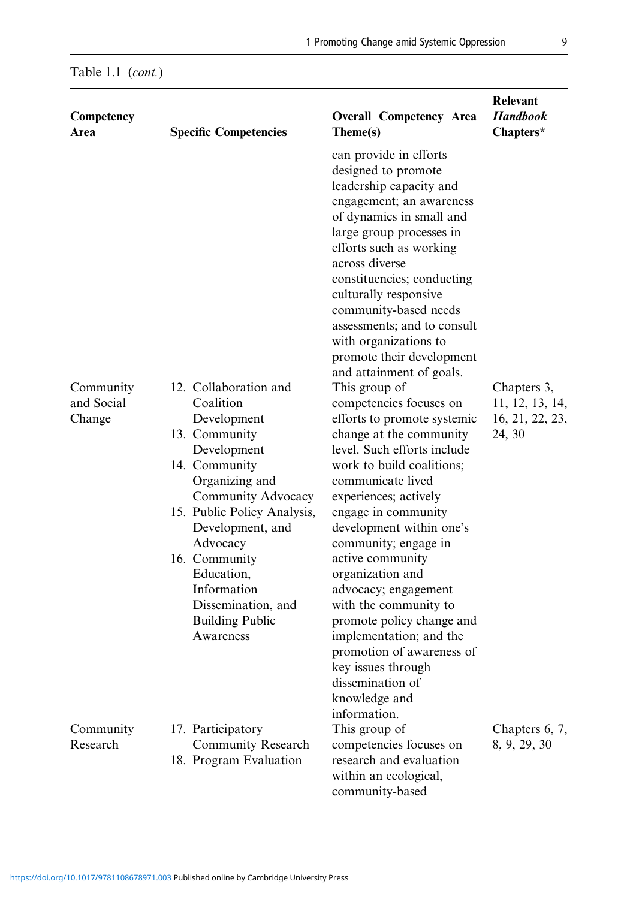Table 1.1 (*cont.*)

| Competency Area | Specific Competencies | Overall Competency Area Theme(s) | Relevant *Handbook* Chapters* |
|---|---|---|---|
| | | can provide in efforts designed to promote leadership capacity and engagement; an awareness of dynamics in small and large group processes in efforts such as working across diverse constituencies; conducting culturally responsive community-based needs assessments; and to consult with organizations to promote their development and attainment of goals. | |
| Community and Social Change | 12. Collaboration and Coalition Development<br>13. Community Development<br>14. Community Organizing and Community Advocacy<br>15. Public Policy Analysis, Development, and Advocacy<br>16. Community Education, Information Dissemination, and Building Public Awareness | This group of competencies focuses on efforts to promote systemic change at the community level. Such efforts include work to build coalitions; communicate lived experiences; actively engage in community development within one's community; engage in active community organization and advocacy; engagement with the community to promote policy change and implementation; and the promotion of awareness of key issues through dissemination of knowledge and information. | Chapters 3, 11, 12, 13, 14, 16, 21, 22, 23, 24, 30 |
| Community Research | 17. Participatory Community Research<br>18. Program Evaluation | This group of competencies focuses on research and evaluation within an ecological, community-based | Chapters 6, 7, 8, 9, 29, 30 |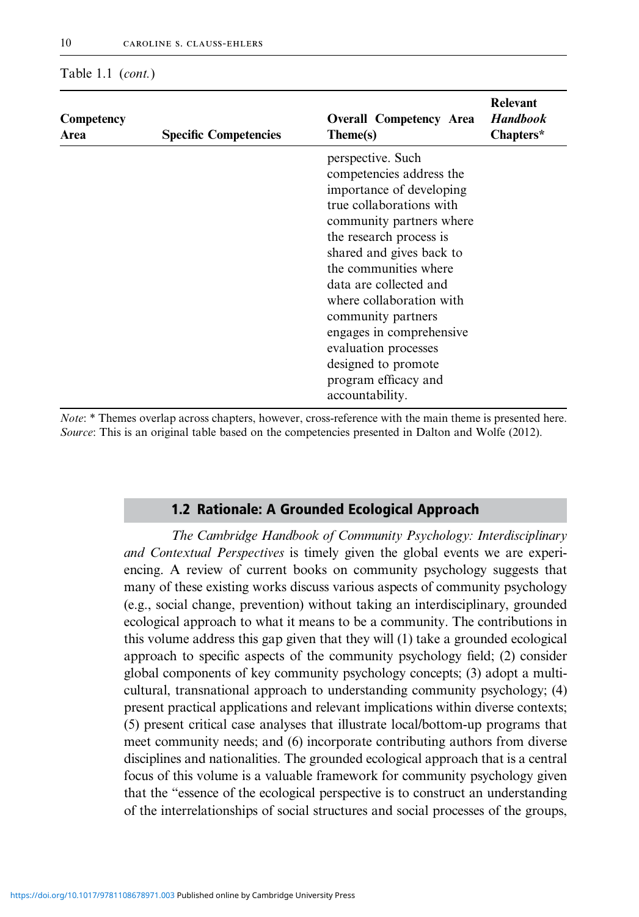Table 1.1 (*cont.*)

| Competency Area | Specific Competencies | Overall Competency Area Theme(s) | Relevant *Handbook* Chapters* |
|---|---|---|---|
| | | perspective. Such competencies address the importance of developing true collaborations with community partners where the research process is shared and gives back to the communities where data are collected and where collaboration with community partners engages in comprehensive evaluation processes designed to promote program efficacy and accountability. | |

*Note*: * Themes overlap across chapters, however, cross-reference with the main theme is presented here.
*Source*: This is an original table based on the competencies presented in Dalton and Wolfe (2012).

## 1.2 Rationale: A Grounded Ecological Approach

*The Cambridge Handbook of Community Psychology: Interdisciplinary and Contextual Perspectives* is timely given the global events we are experiencing. A review of current books on community psychology suggests that many of these existing works discuss various aspects of community psychology (e.g., social change, prevention) without taking an interdisciplinary, grounded ecological approach to what it means to be a community. The contributions in this volume address this gap given that they will (1) take a grounded ecological approach to specific aspects of the community psychology field; (2) consider global components of key community psychology concepts; (3) adopt a multicultural, transnational approach to understanding community psychology; (4) present practical applications and relevant implications within diverse contexts; (5) present critical case analyses that illustrate local/bottom-up programs that meet community needs; and (6) incorporate contributing authors from diverse disciplines and nationalities. The grounded ecological approach that is a central focus of this volume is a valuable framework for community psychology given that the "essence of the ecological perspective is to construct an understanding of the interrelationships of social structures and social processes of the groups,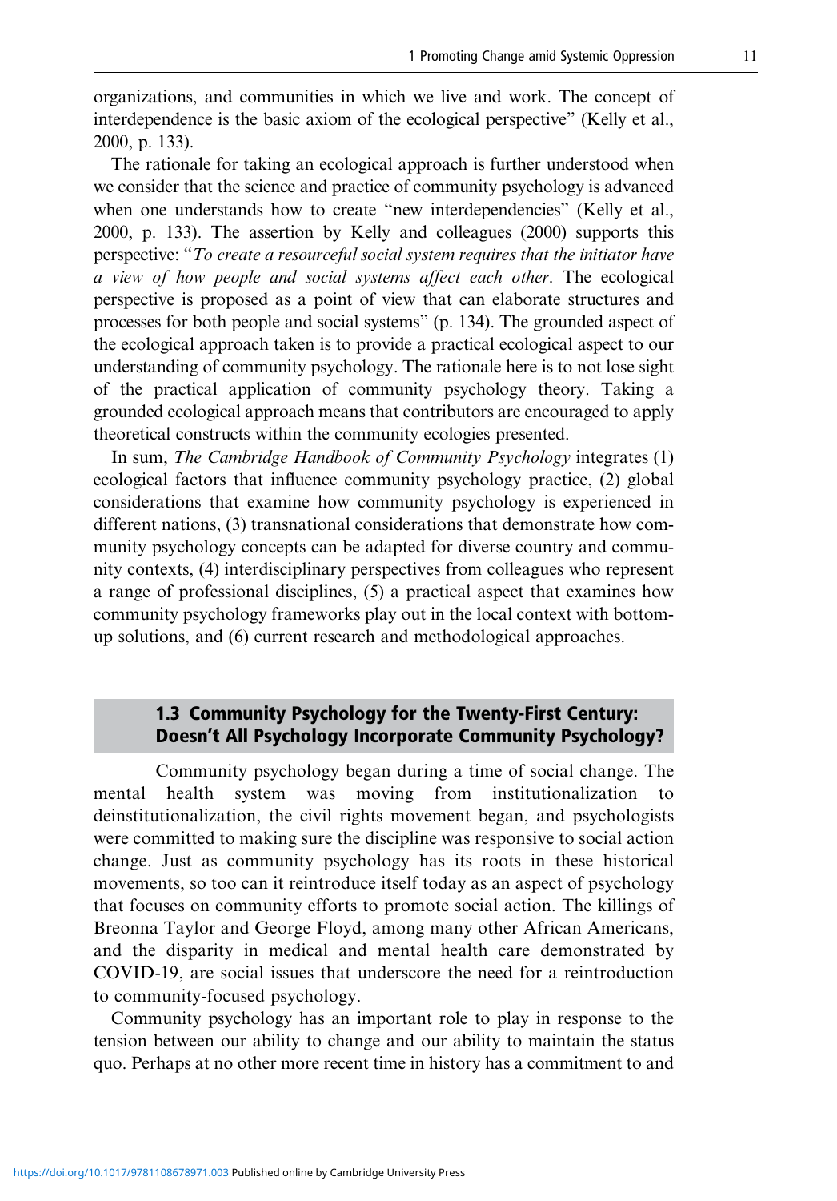organizations, and communities in which we live and work. The concept of interdependence is the basic axiom of the ecological perspective" (Kelly et al., 2000, p. 133).

The rationale for taking an ecological approach is further understood when we consider that the science and practice of community psychology is advanced when one understands how to create "new interdependencies" (Kelly et al., 2000, p. 133). The assertion by Kelly and colleagues (2000) supports this perspective: "*To create a resourceful social system requires that the initiator have a view of how people and social systems affect each other*. The ecological perspective is proposed as a point of view that can elaborate structures and processes for both people and social systems" (p. 134). The grounded aspect of the ecological approach taken is to provide a practical ecological aspect to our understanding of community psychology. The rationale here is to not lose sight of the practical application of community psychology theory. Taking a grounded ecological approach means that contributors are encouraged to apply theoretical constructs within the community ecologies presented.

In sum, *The Cambridge Handbook of Community Psychology* integrates (1) ecological factors that influence community psychology practice, (2) global considerations that examine how community psychology is experienced in different nations, (3) transnational considerations that demonstrate how community psychology concepts can be adapted for diverse country and community contexts, (4) interdisciplinary perspectives from colleagues who represent a range of professional disciplines, (5) a practical aspect that examines how community psychology frameworks play out in the local context with bottom-up solutions, and (6) current research and methodological approaches.

## 1.3 Community Psychology for the Twenty-First Century: Doesn't All Psychology Incorporate Community Psychology?

Community psychology began during a time of social change. The mental health system was moving from institutionalization to deinstitutionalization, the civil rights movement began, and psychologists were committed to making sure the discipline was responsive to social action change. Just as community psychology has its roots in these historical movements, so too can it reintroduce itself today as an aspect of psychology that focuses on community efforts to promote social action. The killings of Breonna Taylor and George Floyd, among many other African Americans, and the disparity in medical and mental health care demonstrated by COVID-19, are social issues that underscore the need for a reintroduction to community-focused psychology.

Community psychology has an important role to play in response to the tension between our ability to change and our ability to maintain the status quo. Perhaps at no other more recent time in history has a commitment to and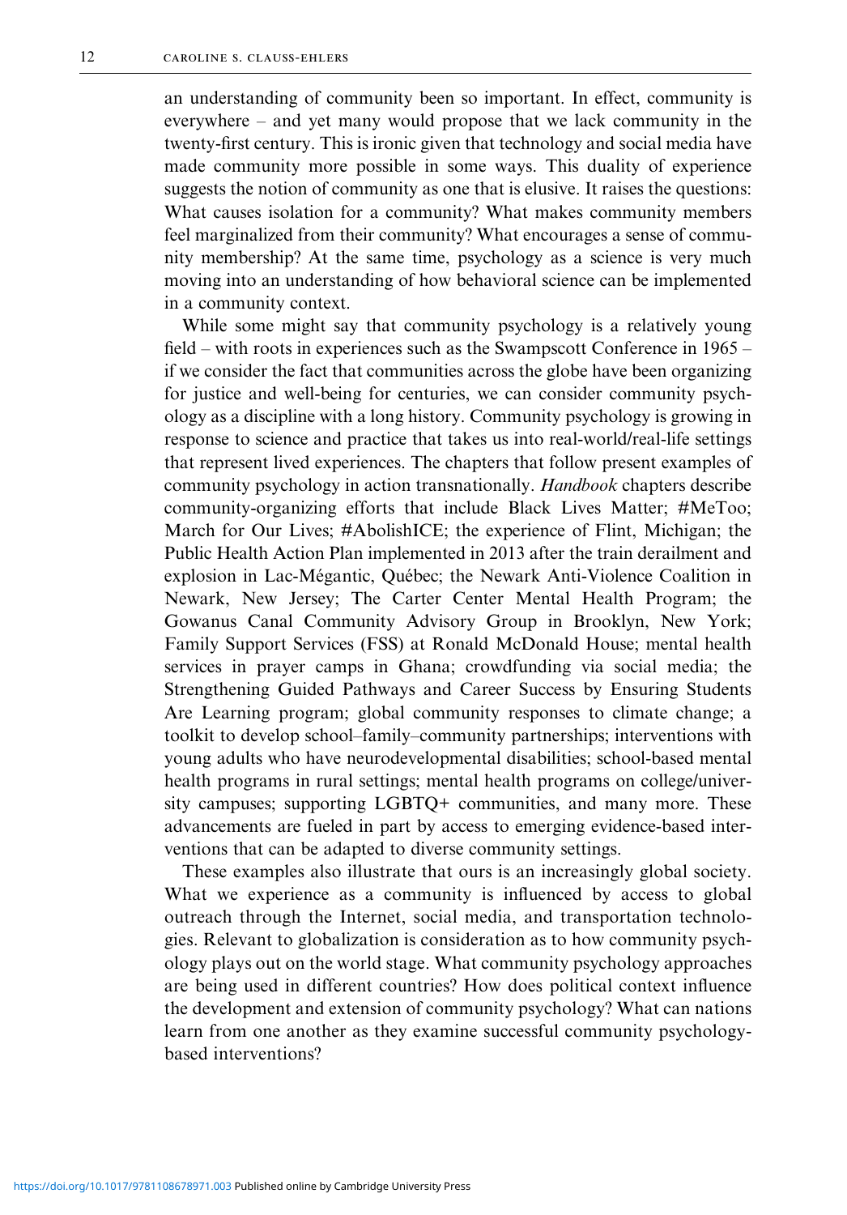an understanding of community been so important. In effect, community is everywhere – and yet many would propose that we lack community in the twenty-first century. This is ironic given that technology and social media have made community more possible in some ways. This duality of experience suggests the notion of community as one that is elusive. It raises the questions: What causes isolation for a community? What makes community members feel marginalized from their community? What encourages a sense of community membership? At the same time, psychology as a science is very much moving into an understanding of how behavioral science can be implemented in a community context.

While some might say that community psychology is a relatively young field – with roots in experiences such as the Swampscott Conference in 1965 – if we consider the fact that communities across the globe have been organizing for justice and well-being for centuries, we can consider community psychology as a discipline with a long history. Community psychology is growing in response to science and practice that takes us into real-world/real-life settings that represent lived experiences. The chapters that follow present examples of community psychology in action transnationally. *Handbook* chapters describe community-organizing efforts that include Black Lives Matter; #MeToo; March for Our Lives; #AbolishICE; the experience of Flint, Michigan; the Public Health Action Plan implemented in 2013 after the train derailment and explosion in Lac-Mégantic, Québec; the Newark Anti-Violence Coalition in Newark, New Jersey; The Carter Center Mental Health Program; the Gowanus Canal Community Advisory Group in Brooklyn, New York; Family Support Services (FSS) at Ronald McDonald House; mental health services in prayer camps in Ghana; crowdfunding via social media; the Strengthening Guided Pathways and Career Success by Ensuring Students Are Learning program; global community responses to climate change; a toolkit to develop school–family–community partnerships; interventions with young adults who have neurodevelopmental disabilities; school-based mental health programs in rural settings; mental health programs on college/university campuses; supporting LGBTQ+ communities, and many more. These advancements are fueled in part by access to emerging evidence-based interventions that can be adapted to diverse community settings.

These examples also illustrate that ours is an increasingly global society. What we experience as a community is influenced by access to global outreach through the Internet, social media, and transportation technologies. Relevant to globalization is consideration as to how community psychology plays out on the world stage. What community psychology approaches are being used in different countries? How does political context influence the development and extension of community psychology? What can nations learn from one another as they examine successful community psychology-based interventions?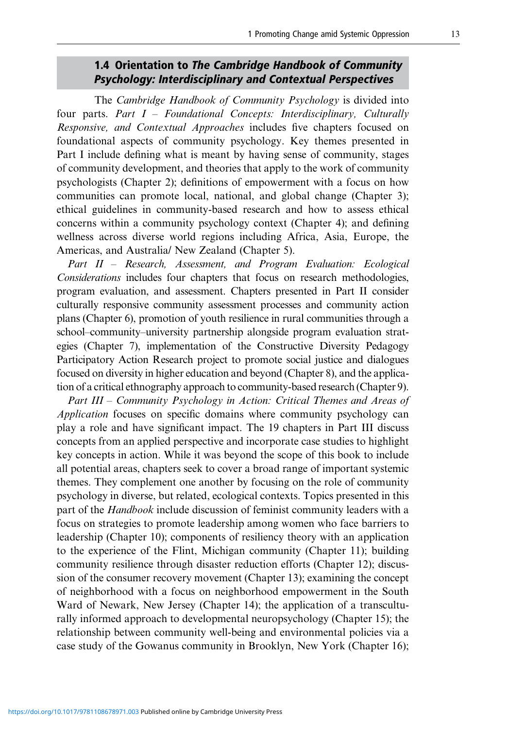## 1.4 Orientation to *The Cambridge Handbook of Community Psychology: Interdisciplinary and Contextual Perspectives*

The *Cambridge Handbook of Community Psychology* is divided into four parts. *Part I – Foundational Concepts: Interdisciplinary, Culturally Responsive, and Contextual Approaches* includes five chapters focused on foundational aspects of community psychology. Key themes presented in Part I include defining what is meant by having sense of community, stages of community development, and theories that apply to the work of community psychologists (Chapter 2); definitions of empowerment with a focus on how communities can promote local, national, and global change (Chapter 3); ethical guidelines in community-based research and how to assess ethical concerns within a community psychology context (Chapter 4); and defining wellness across diverse world regions including Africa, Asia, Europe, the Americas, and Australia/ New Zealand (Chapter 5).

*Part II – Research, Assessment, and Program Evaluation: Ecological Considerations* includes four chapters that focus on research methodologies, program evaluation, and assessment. Chapters presented in Part II consider culturally responsive community assessment processes and community action plans (Chapter 6), promotion of youth resilience in rural communities through a school–community–university partnership alongside program evaluation strategies (Chapter 7), implementation of the Constructive Diversity Pedagogy Participatory Action Research project to promote social justice and dialogues focused on diversity in higher education and beyond (Chapter 8), and the application of a critical ethnography approach to community-based research (Chapter 9).

*Part III – Community Psychology in Action: Critical Themes and Areas of Application* focuses on specific domains where community psychology can play a role and have significant impact. The 19 chapters in Part III discuss concepts from an applied perspective and incorporate case studies to highlight key concepts in action. While it was beyond the scope of this book to include all potential areas, chapters seek to cover a broad range of important systemic themes. They complement one another by focusing on the role of community psychology in diverse, but related, ecological contexts. Topics presented in this part of the *Handbook* include discussion of feminist community leaders with a focus on strategies to promote leadership among women who face barriers to leadership (Chapter 10); components of resiliency theory with an application to the experience of the Flint, Michigan community (Chapter 11); building community resilience through disaster reduction efforts (Chapter 12); discussion of the consumer recovery movement (Chapter 13); examining the concept of neighborhood with a focus on neighborhood empowerment in the South Ward of Newark, New Jersey (Chapter 14); the application of a transculturally informed approach to developmental neuropsychology (Chapter 15); the relationship between community well-being and environmental policies via a case study of the Gowanus community in Brooklyn, New York (Chapter 16);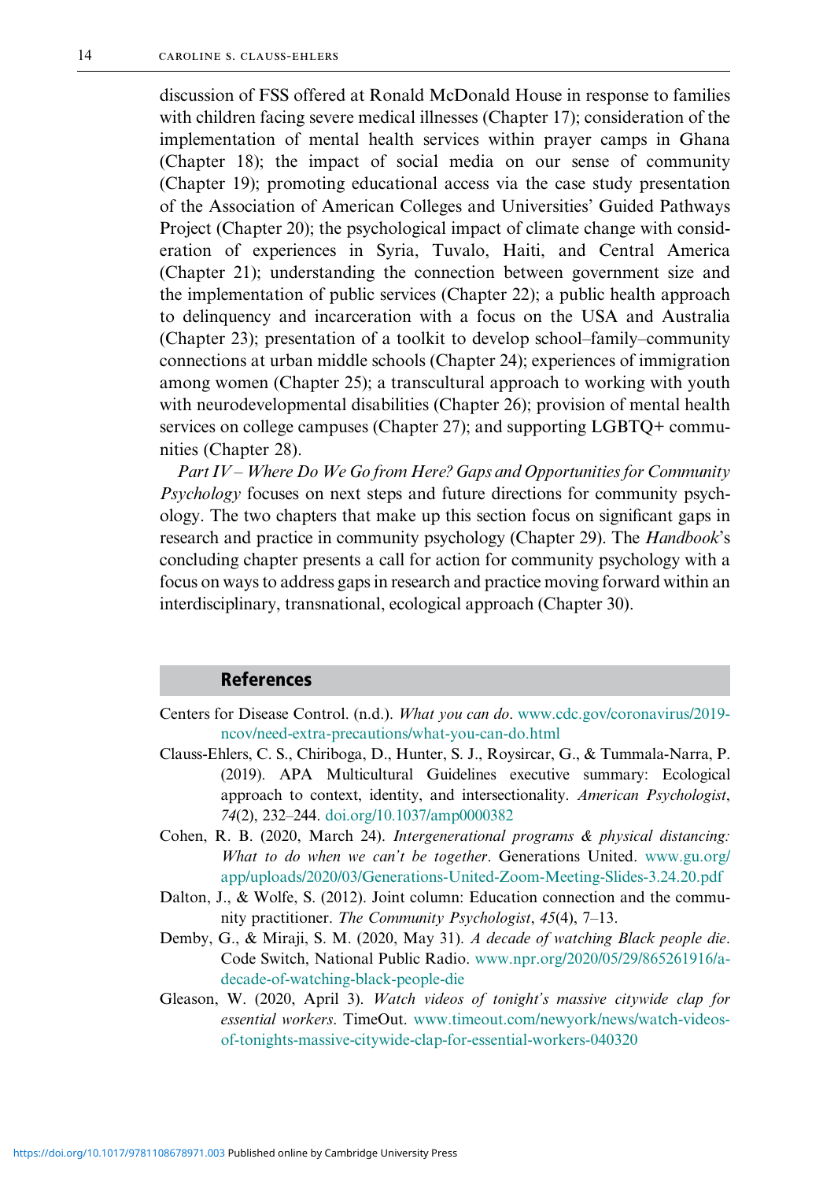discussion of FSS offered at Ronald McDonald House in response to families with children facing severe medical illnesses (Chapter 17); consideration of the implementation of mental health services within prayer camps in Ghana (Chapter 18); the impact of social media on our sense of community (Chapter 19); promoting educational access via the case study presentation of the Association of American Colleges and Universities' Guided Pathways Project (Chapter 20); the psychological impact of climate change with consideration of experiences in Syria, Tuvalo, Haiti, and Central America (Chapter 21); understanding the connection between government size and the implementation of public services (Chapter 22); a public health approach to delinquency and incarceration with a focus on the USA and Australia (Chapter 23); presentation of a toolkit to develop school–family–community connections at urban middle schools (Chapter 24); experiences of immigration among women (Chapter 25); a transcultural approach to working with youth with neurodevelopmental disabilities (Chapter 26); provision of mental health services on college campuses (Chapter 27); and supporting LGBTQ+ communities (Chapter 28).

*Part IV – Where Do We Go from Here? Gaps and Opportunities for Community Psychology* focuses on next steps and future directions for community psychology. The two chapters that make up this section focus on significant gaps in research and practice in community psychology (Chapter 29). The *Handbook*'s concluding chapter presents a call for action for community psychology with a focus on ways to address gaps in research and practice moving forward within an interdisciplinary, transnational, ecological approach (Chapter 30).

## References

Centers for Disease Control. (n.d.). *What you can do*. www.cdc.gov/coronavirus/2019-ncov/need-extra-precautions/what-you-can-do.html

Clauss-Ehlers, C. S., Chiriboga, D., Hunter, S. J., Roysircar, G., & Tummala-Narra, P. (2019). APA Multicultural Guidelines executive summary: Ecological approach to context, identity, and intersectionality. *American Psychologist*, *74*(2), 232–244. doi.org/10.1037/amp0000382

Cohen, R. B. (2020, March 24). *Intergenerational programs & physical distancing: What to do when we can't be together*. Generations United. www.gu.org/app/uploads/2020/03/Generations-United-Zoom-Meeting-Slides-3.24.20.pdf

Dalton, J., & Wolfe, S. (2012). Joint column: Education connection and the community practitioner. *The Community Psychologist*, *45*(4), 7–13.

Demby, G., & Miraji, S. M. (2020, May 31). *A decade of watching Black people die*. Code Switch, National Public Radio. www.npr.org/2020/05/29/865261916/a-decade-of-watching-black-people-die

Gleason, W. (2020, April 3). *Watch videos of tonight's massive citywide clap for essential workers*. TimeOut. www.timeout.com/newyork/news/watch-videos-of-tonights-massive-citywide-clap-for-essential-workers-040320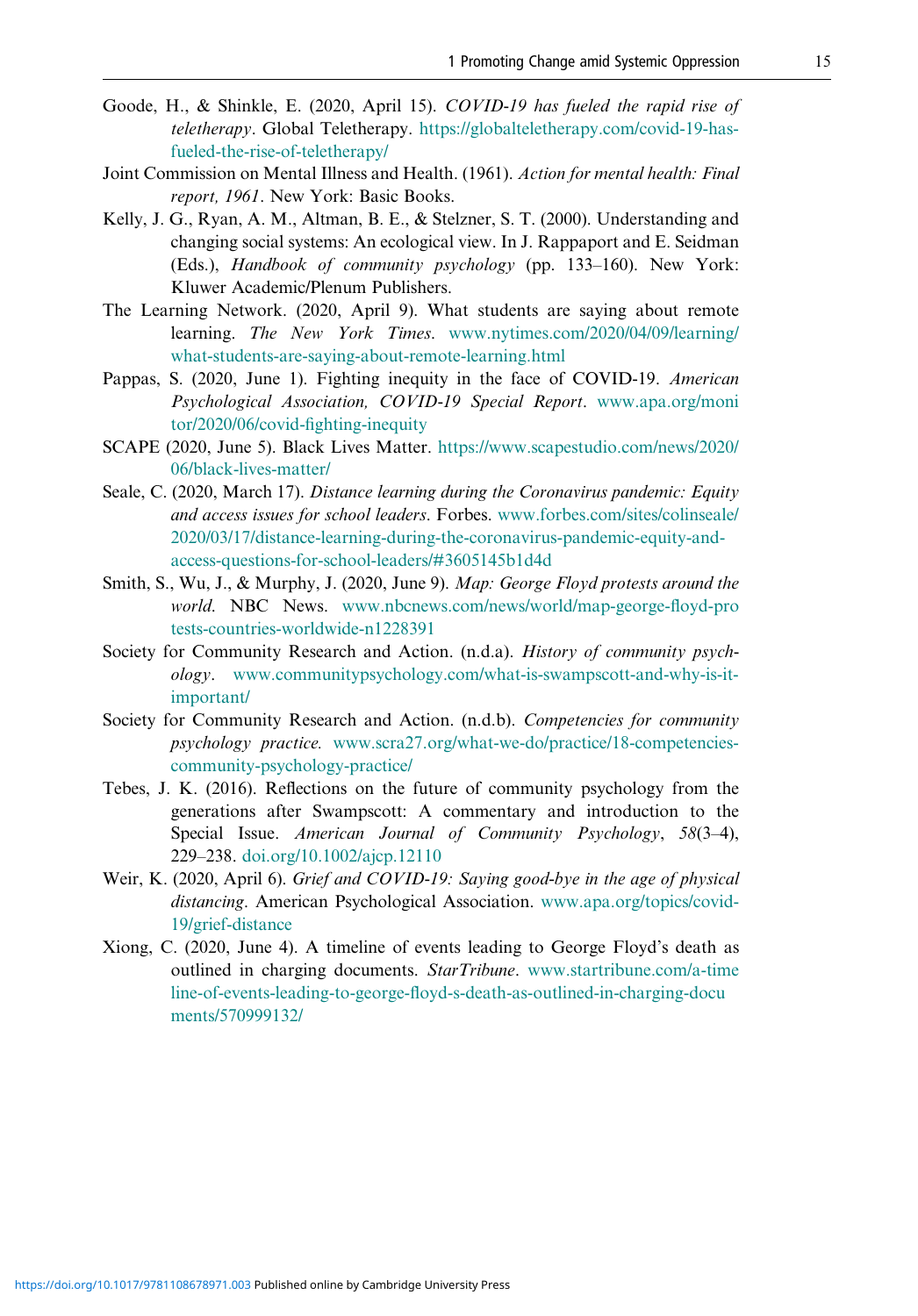Goode, H., & Shinkle, E. (2020, April 15). *COVID-19 has fueled the rapid rise of teletherapy*. Global Teletherapy. https://globalteletherapy.com/covid-19-has-fueled-the-rise-of-teletherapy/

Joint Commission on Mental Illness and Health. (1961). *Action for mental health: Final report, 1961*. New York: Basic Books.

Kelly, J. G., Ryan, A. M., Altman, B. E., & Stelzner, S. T. (2000). Understanding and changing social systems: An ecological view. In J. Rappaport and E. Seidman (Eds.), *Handbook of community psychology* (pp. 133–160). New York: Kluwer Academic/Plenum Publishers.

The Learning Network. (2020, April 9). What students are saying about remote learning. *The New York Times*. www.nytimes.com/2020/04/09/learning/what-students-are-saying-about-remote-learning.html

Pappas, S. (2020, June 1). Fighting inequity in the face of COVID-19. *American Psychological Association, COVID-19 Special Report*. www.apa.org/monitor/2020/06/covid-fighting-inequity

SCAPE (2020, June 5). Black Lives Matter. https://www.scapestudio.com/news/2020/06/black-lives-matter/

Seale, C. (2020, March 17). *Distance learning during the Coronavirus pandemic: Equity and access issues for school leaders*. Forbes. www.forbes.com/sites/colinseale/2020/03/17/distance-learning-during-the-coronavirus-pandemic-equity-and-access-questions-for-school-leaders/#3605145b1d4d

Smith, S., Wu, J., & Murphy, J. (2020, June 9). *Map: George Floyd protests around the world*. NBC News. www.nbcnews.com/news/world/map-george-floyd-protests-countries-worldwide-n1228391

Society for Community Research and Action. (n.d.a). *History of community psychology*. www.communitypsychology.com/what-is-swampscott-and-why-is-it-important/

Society for Community Research and Action. (n.d.b). *Competencies for community psychology practice*. www.scra27.org/what-we-do/practice/18-competencies-community-psychology-practice/

Tebes, J. K. (2016). Reflections on the future of community psychology from the generations after Swampscott: A commentary and introduction to the Special Issue. *American Journal of Community Psychology*, *58*(3–4), 229–238. doi.org/10.1002/ajcp.12110

Weir, K. (2020, April 6). *Grief and COVID-19: Saying good-bye in the age of physical distancing*. American Psychological Association. www.apa.org/topics/covid-19/grief-distance

Xiong, C. (2020, June 4). A timeline of events leading to George Floyd's death as outlined in charging documents. *StarTribune*. www.startribune.com/a-timeline-of-events-leading-to-george-floyd-s-death-as-outlined-in-charging-documents/570999132/